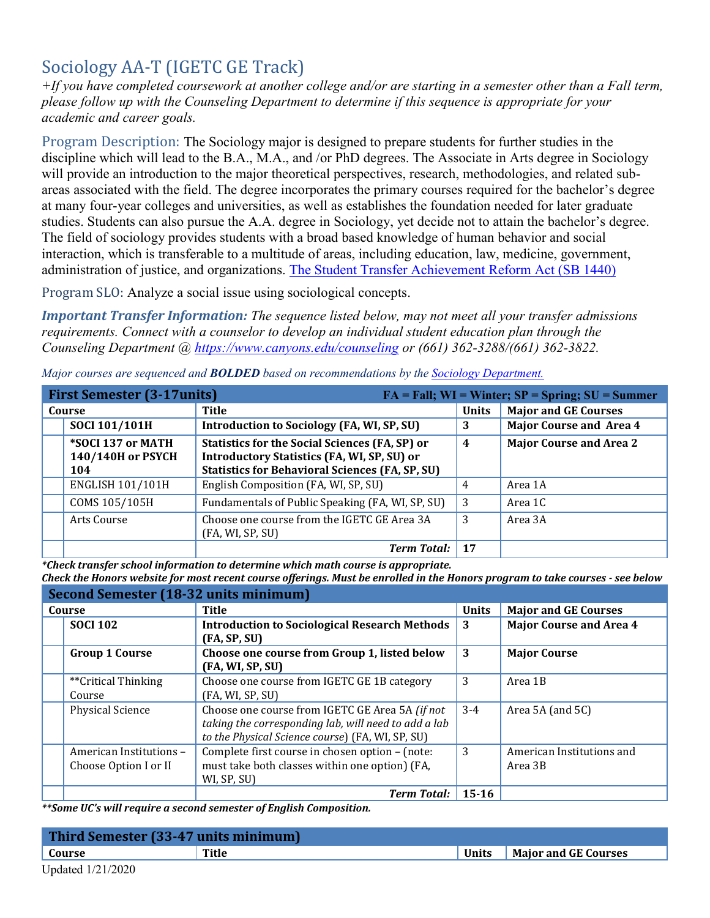# Sociology AA-T (IGETC GE Track)

*+If you have completed coursework at another college and/or are starting in a semester other than a Fall term, please follow up with the Counseling Department to determine if this sequence is appropriate for your academic and career goals.*

Program Description: The Sociology major is designed to prepare students for further studies in the discipline which will lead to the B.A., M.A., and /or PhD degrees. The Associate in Arts degree in Sociology will provide an introduction to the major theoretical perspectives, research, methodologies, and related sub-areas associated with the field. The degree incorporates the primary courses required for the bachelor's degree at many four-year colleges and universities, as well as establishes the foundation needed for later graduate studies. Students can also pursue the A.A. degree in Sociology, yet decide not to attain the bachelor's degree. The field of sociology provides students with a broad based knowledge of human behavior and social interaction, which is transferable to a multitude of areas, including education, law, medicine, government, administration of justice, and organizations. [The Student Transfer Achievement Reform Act (SB 1440)]

Program SLO: Analyze a social issue using sociological concepts.

***Important Transfer Information:*** *The sequence listed below, may not meet all your transfer admissions requirements. Connect with a counselor to develop an individual student education plan through the Counseling Department @ https://www.canyons.edu/counseling or (661) 362-3288/(661) 362-3822.*

*Major courses are sequenced and **BOLDED** based on recommendations by the Sociology Department.*

| **First Semester (3-17units)** | **FA = Fall; WI = Winter; SP = Spring; SU = Summer** | | |
|---|---|---|---|
| **Course** | **Title** | **Units** | **Major and GE Courses** |
| **SOCI 101/101H** | **Introduction to Sociology (FA, WI, SP, SU)** | **3** | **Major Course and Area 4** |
| **\*SOCI 137 or MATH 140/140H or PSYCH 104** | **Statistics for the Social Sciences (FA, SP) or Introductory Statistics (FA, WI, SP, SU) or Statistics for Behavioral Sciences (FA, SP, SU)** | **4** | **Major Course and Area 2** |
| ENGLISH 101/101H | English Composition (FA, WI, SP, SU) | 4 | Area 1A |
| COMS 105/105H | Fundamentals of Public Speaking (FA, WI, SP, SU) | 3 | Area 1C |
| Arts Course | Choose one course from the IGETC GE Area 3A (FA, WI, SP, SU) | 3 | Area 3A |
| | ***Term Total:*** | **17** | |

***Check transfer school information to determine which math course is appropriate.***
***Check the Honors website for most recent course offerings. Must be enrolled in the Honors program to take courses - see below***

| **Second Semester (18-32 units minimum)** | | | |
|---|---|---|---|
| **Course** | **Title** | **Units** | **Major and GE Courses** |
| **SOCI 102** | **Introduction to Sociological Research Methods (FA, SP, SU)** | **3** | **Major Course and Area 4** |
| **Group 1 Course** | **Choose one course from Group 1, listed below (FA, WI, SP, SU)** | **3** | **Major Course** |
| **Critical Thinking Course | Choose one course from IGETC GE 1B category (FA, WI, SP, SU) | 3 | Area 1B |
| Physical Science | Choose one course from IGETC GE Area 5A *(if not taking the corresponding lab, will need to add a lab to the Physical Science course)* (FA, WI, SP, SU) | 3-4 | Area 5A (and 5C) |
| American Institutions – Choose Option I or II | Complete first course in chosen option – (note: must take both classes within one option) (FA, WI, SP, SU) | 3 | American Institutions and Area 3B |
| | ***Term Total:*** | **15-16** | |

*****Some UC's will require a second semester of English Composition.***

| **Third Semester (33-47 units minimum)** | | | |
|---|---|---|---|
| **Course** | **Title** | **Units** | **Major and GE Courses** |

Updated 1/21/2020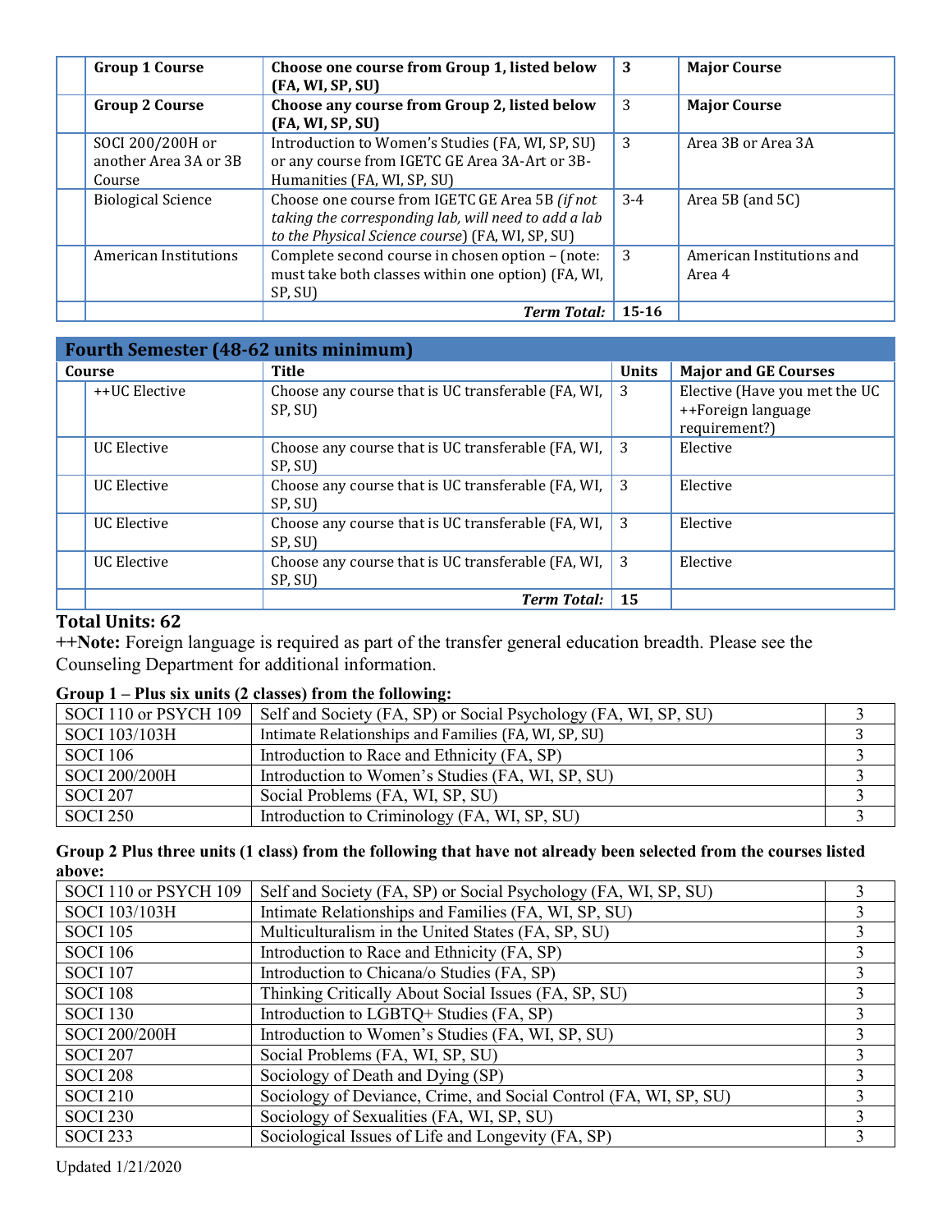| | Course | Title | Units | Major and GE Courses |
|---|---|---|---|---|
| | **Group 1 Course** | **Choose one course from Group 1, listed below (FA, WI, SP, SU)** | **3** | **Major Course** |
| | **Group 2 Course** | **Choose any course from Group 2, listed below (FA, WI, SP, SU)** | 3 | **Major Course** |
| | SOCI 200/200H or another Area 3A or 3B Course | Introduction to Women's Studies (FA, WI, SP, SU) or any course from IGETC GE Area 3A-Art or 3B-Humanities (FA, WI, SP, SU) | 3 | Area 3B or Area 3A |
| | Biological Science | Choose one course from IGETC GE Area 5B *(if not taking the corresponding lab, will need to add a lab to the Physical Science course)* (FA, WI, SP, SU) | 3-4 | Area 5B (and 5C) |
| | American Institutions | Complete second course in chosen option – (note: must take both classes within one option) (FA, WI, SP, SU) | 3 | American Institutions and Area 4 |
| | | ***Term Total:*** | **15-16** | |

## Fourth Semester (48-62 units minimum)

| | Course | Title | Units | Major and GE Courses |
|---|---|---|---|---|
| | ++UC Elective | Choose any course that is UC transferable (FA, WI, SP, SU) | 3 | Elective (Have you met the UC ++Foreign language requirement?) |
| | UC Elective | Choose any course that is UC transferable (FA, WI, SP, SU) | 3 | Elective |
| | UC Elective | Choose any course that is UC transferable (FA, WI, SP, SU) | 3 | Elective |
| | UC Elective | Choose any course that is UC transferable (FA, WI, SP, SU) | 3 | Elective |
| | UC Elective | Choose any course that is UC transferable (FA, WI, SP, SU) | 3 | Elective |
| | | ***Term Total:*** | **15** | |

**Total Units: 62**

**++Note:** Foreign language is required as part of the transfer general education breadth. Please see the Counseling Department for additional information.

**Group 1 – Plus six units (2 classes) from the following:**

| Course | Title | Units |
|---|---|---|
| SOCI 110 or PSYCH 109 | Self and Society (FA, SP) or Social Psychology (FA, WI, SP, SU) | 3 |
| SOCI 103/103H | Intimate Relationships and Families (FA, WI, SP, SU) | 3 |
| SOCI 106 | Introduction to Race and Ethnicity (FA, SP) | 3 |
| SOCI 200/200H | Introduction to Women's Studies (FA, WI, SP, SU) | 3 |
| SOCI 207 | Social Problems (FA, WI, SP, SU) | 3 |
| SOCI 250 | Introduction to Criminology (FA, WI, SP, SU) | 3 |

**Group 2 Plus three units (1 class) from the following that have not already been selected from the courses listed above:**

| Course | Title | Units |
|---|---|---|
| SOCI 110 or PSYCH 109 | Self and Society (FA, SP) or Social Psychology (FA, WI, SP, SU) | 3 |
| SOCI 103/103H | Intimate Relationships and Families (FA, WI, SP, SU) | 3 |
| SOCI 105 | Multiculturalism in the United States (FA, SP, SU) | 3 |
| SOCI 106 | Introduction to Race and Ethnicity (FA, SP) | 3 |
| SOCI 107 | Introduction to Chicana/o Studies (FA, SP) | 3 |
| SOCI 108 | Thinking Critically About Social Issues (FA, SP, SU) | 3 |
| SOCI 130 | Introduction to LGBTQ+ Studies (FA, SP) | 3 |
| SOCI 200/200H | Introduction to Women's Studies (FA, WI, SP, SU) | 3 |
| SOCI 207 | Social Problems (FA, WI, SP, SU) | 3 |
| SOCI 208 | Sociology of Death and Dying (SP) | 3 |
| SOCI 210 | Sociology of Deviance, Crime, and Social Control (FA, WI, SP, SU) | 3 |
| SOCI 230 | Sociology of Sexualities (FA, WI, SP, SU) | 3 |
| SOCI 233 | Sociological Issues of Life and Longevity (FA, SP) | 3 |

Updated 1/21/2020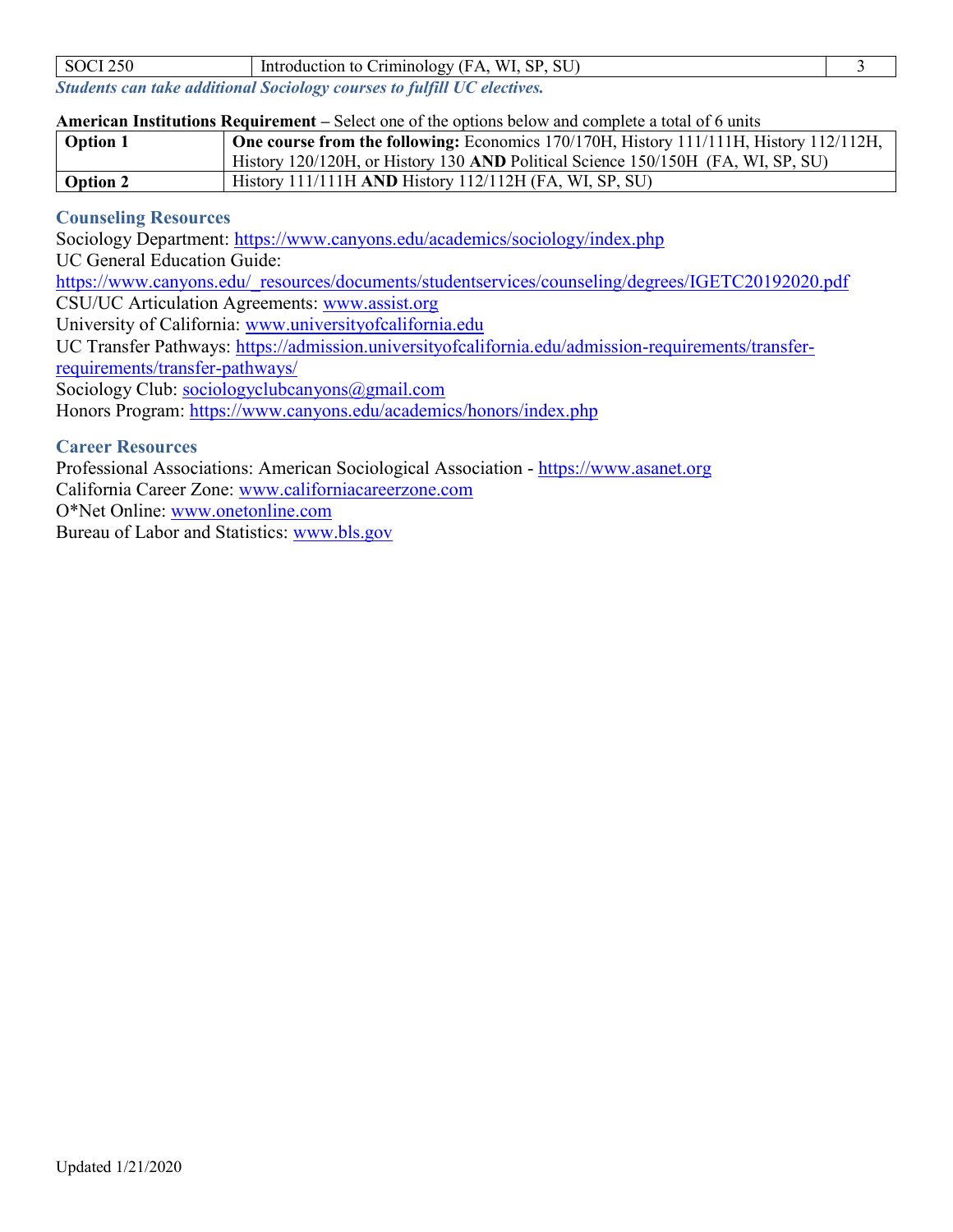| | | |
|---|---|---|
| SOCI 250 | Introduction to Criminology (FA, WI, SP, SU) | 3 |

***Students can take additional Sociology courses to fulfill UC electives.***

**American Institutions Requirement –** Select one of the options below and complete a total of 6 units

| | |
|---|---|
| **Option 1** | **One course from the following:** Economics 170/170H, History 111/111H, History 112/112H, History 120/120H, or History 130 **AND** Political Science 150/150H (FA, WI, SP, SU) |
| **Option 2** | History 111/111H **AND** History 112/112H (FA, WI, SP, SU) |

## Counseling Resources

Sociology Department: https://www.canyons.edu/academics/sociology/index.php
UC General Education Guide:
https://www.canyons.edu/_resources/documents/studentservices/counseling/degrees/IGETC20192020.pdf
CSU/UC Articulation Agreements: www.assist.org
University of California: www.universityofcalifornia.edu
UC Transfer Pathways: https://admission.universityofcalifornia.edu/admission-requirements/transfer-requirements/transfer-pathways/
Sociology Club: sociologyclubcanyons@gmail.com
Honors Program: https://www.canyons.edu/academics/honors/index.php

## Career Resources

Professional Associations: American Sociological Association - https://www.asanet.org
California Career Zone: www.californiacareerzone.com
O*Net Online: www.onetonline.com
Bureau of Labor and Statistics: www.bls.gov

Updated 1/21/2020